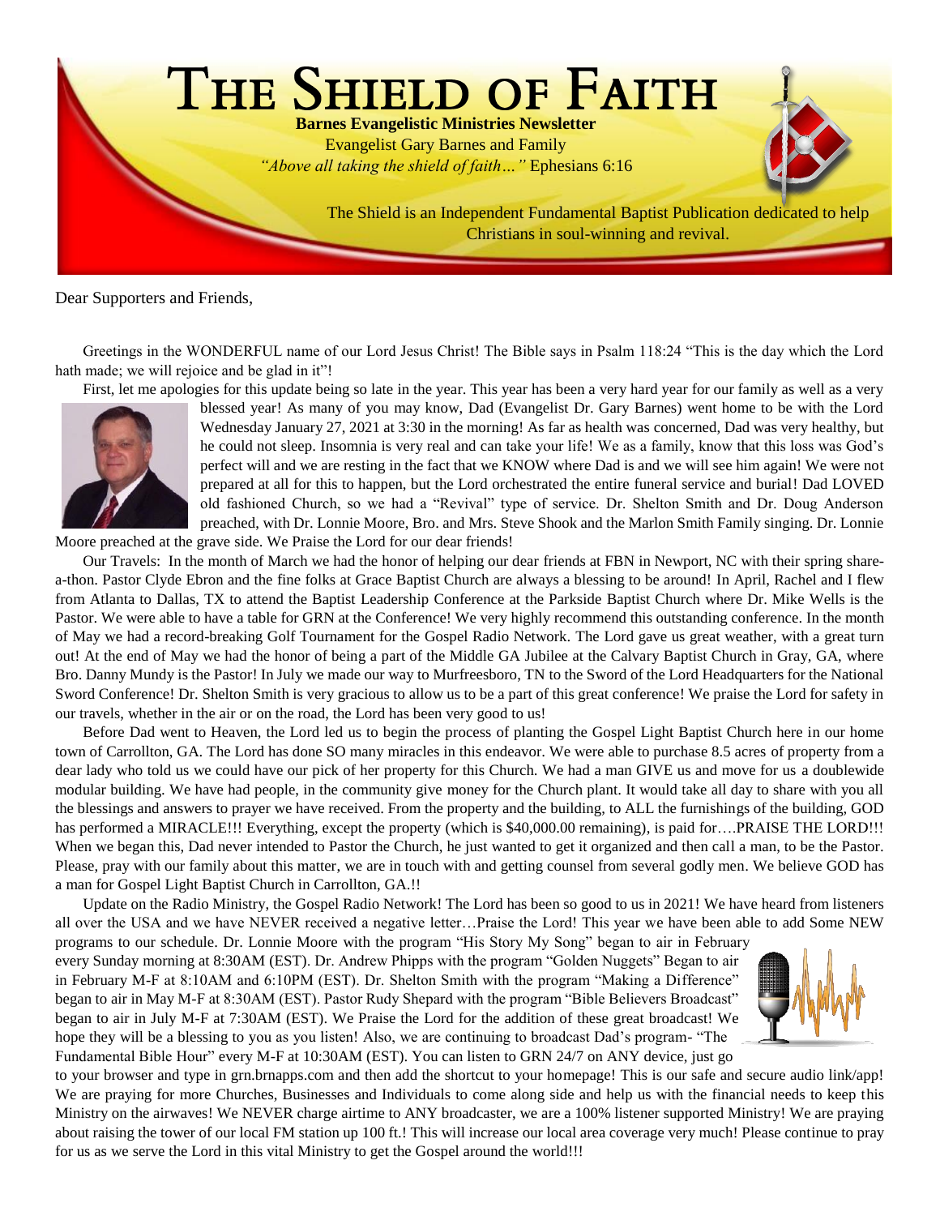# The Shield of Faith

**Barnes Evangelistic Ministries Newsletter**

Evangelist Gary Barnes and Family

*"Above all taking the shield of faith…"* Ephesians 6:16

The Shield is an Independent Fundamental Baptist Publication dedicated to help Christians in soul-winning and revival.

Dear Supporters and Friends,

Greetings in the WONDERFUL name of our Lord Jesus Christ! The Bible says in Psalm 118:24 "This is the day which the Lord hath made; we will rejoice and be glad in it"!

First, let me apologies for this update being so late in the year. This year has been a very hard year for our family as well as a very blessed year! As many of you may know, Dad (Evangelist Dr. Gary Barnes) went home to be with the Lord Wednesday January 27, 2021 at 3:30 in the morning! As far as health was concerned, Dad was very healthy, but he could not sleep. Insomnia is very real and can take your life! We as a family, know that this loss was God's perfect will and we are resting in the fact that we KNOW where Dad is and we will see him again! We were not prepared at all for this to happen, but the Lord orchestrated the entire funeral service and burial! Dad LOVED old fashioned Church, so we had a "Revival" type of service. Dr. Shelton Smith and Dr. Doug Anderson preached, with Dr. Lonnie Moore, Bro. and Mrs. Steve Shook and the Marlon Smith Family singing. Dr. Lonnie Moore preached at the grave side. We Praise the Lord for our dear friends!

Our Travels: In the month of March we had the honor of helping our dear friends at FBN in Newport, NC with their spring share-a-thon. Pastor Clyde Ebron and the fine folks at Grace Baptist Church are always a blessing to be around! In April, Rachel and I flew from Atlanta to Dallas, TX to attend the Baptist Leadership Conference at the Parkside Baptist Church where Dr. Mike Wells is the Pastor. We were able to have a table for GRN at the Conference! We very highly recommend this outstanding conference. In the month of May we had a record-breaking Golf Tournament for the Gospel Radio Network. The Lord gave us great weather, with a great turn out! At the end of May we had the honor of being a part of the Middle GA Jubilee at the Calvary Baptist Church in Gray, GA, where Bro. Danny Mundy is the Pastor! In July we made our way to Murfreesboro, TN to the Sword of the Lord Headquarters for the National Sword Conference! Dr. Shelton Smith is very gracious to allow us to be a part of this great conference! We praise the Lord for safety in our travels, whether in the air or on the road, the Lord has been very good to us!

Before Dad went to Heaven, the Lord led us to begin the process of planting the Gospel Light Baptist Church here in our home town of Carrollton, GA. The Lord has done SO many miracles in this endeavor. We were able to purchase 8.5 acres of property from a dear lady who told us we could have our pick of her property for this Church. We had a man GIVE us and move for us a doublewide modular building. We have had people, in the community give money for the Church plant. It would take all day to share with you all the blessings and answers to prayer we have received. From the property and the building, to ALL the furnishings of the building, GOD has performed a MIRACLE!!! Everything, except the property (which is $40,000.00 remaining), is paid for….PRAISE THE LORD!!! When we began this, Dad never intended to Pastor the Church, he just wanted to get it organized and then call a man, to be the Pastor. Please, pray with our family about this matter, we are in touch with and getting counsel from several godly men. We believe GOD has a man for Gospel Light Baptist Church in Carrollton, GA.!!

Update on the Radio Ministry, the Gospel Radio Network! The Lord has been so good to us in 2021! We have heard from listeners all over the USA and we have NEVER received a negative letter…Praise the Lord! This year we have been able to add Some NEW programs to our schedule. Dr. Lonnie Moore with the program "His Story My Song" began to air in February every Sunday morning at 8:30AM (EST). Dr. Andrew Phipps with the program "Golden Nuggets" Began to air in February M-F at 8:10AM and 6:10PM (EST). Dr. Shelton Smith with the program "Making a Difference" began to air in May M-F at 8:30AM (EST). Pastor Rudy Shepard with the program "Bible Believers Broadcast" began to air in July M-F at 7:30AM (EST). We Praise the Lord for the addition of these great broadcast! We hope they will be a blessing to you as you listen! Also, we are continuing to broadcast Dad's program- "The Fundamental Bible Hour" every M-F at 10:30AM (EST). You can listen to GRN 24/7 on ANY device, just go to your browser and type in grn.brnapps.com and then add the shortcut to your homepage! This is our safe and secure audio link/app! We are praying for more Churches, Businesses and Individuals to come along side and help us with the financial needs to keep this Ministry on the airwaves! We NEVER charge airtime to ANY broadcaster, we are a 100% listener supported Ministry! We are praying about raising the tower of our local FM station up 100 ft.! This will increase our local area coverage very much! Please continue to pray for us as we serve the Lord in this vital Ministry to get the Gospel around the world!!!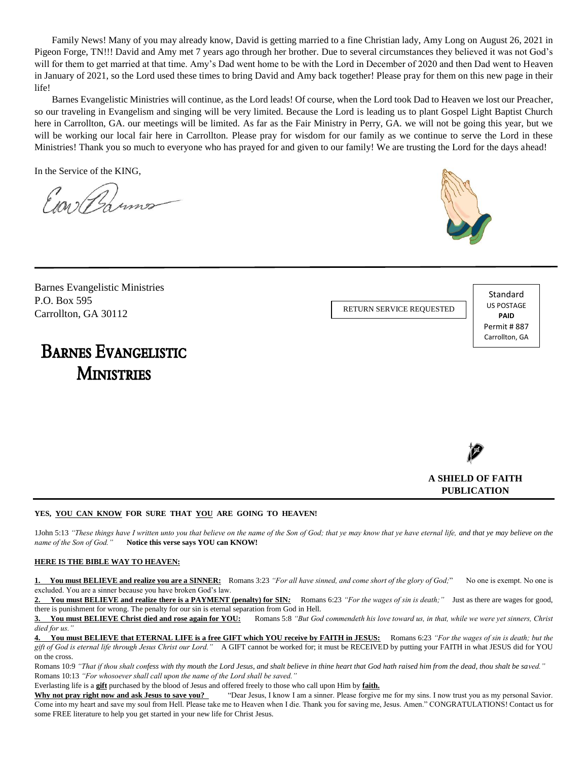Family News! Many of you may already know, David is getting married to a fine Christian lady, Amy Long on August 26, 2021 in Pigeon Forge, TN!!! David and Amy met 7 years ago through her brother. Due to several circumstances they believed it was not God's will for them to get married at that time. Amy's Dad went home to be with the Lord in December of 2020 and then Dad went to Heaven in January of 2021, so the Lord used these times to bring David and Amy back together! Please pray for them on this new page in their life!

Barnes Evangelistic Ministries will continue, as the Lord leads! Of course, when the Lord took Dad to Heaven we lost our Preacher, so our traveling in Evangelism and singing will be very limited. Because the Lord is leading us to plant Gospel Light Baptist Church here in Carrollton, GA. our meetings will be limited. As far as the Fair Ministry in Perry, GA. we will not be going this year, but we will be working our local fair here in Carrollton. Please pray for wisdom for our family as we continue to serve the Lord in these Ministries! Thank you so much to everyone who has prayed for and given to our family! We are trusting the Lord for the days ahead!

In the Service of the KING,

Evan Barnes

---

Barnes Evangelistic Ministries
P.O. Box 595
Carrollton, GA 30112

RETURN SERVICE REQUESTED

Standard
US POSTAGE
**PAID**
Permit # 887
Carrollton, GA

# Barnes Evangelistic Ministries

**A SHIELD OF FAITH PUBLICATION**

---

**YES, <u>YOU CAN KNOW</u> FOR SURE THAT <u>YOU</u> ARE GOING TO HEAVEN!**

1John 5:13 *"These things have I written unto you that believe on the name of the Son of God; that ye may know that ye have eternal life, and that ye may believe on the name of the Son of God."* **Notice this verse says YOU can KNOW!**

**<u>HERE IS THE BIBLE WAY TO HEAVEN:</u>**

**<u>1. You must BELIEVE and realize you are a SINNER:</u>** Romans 3:23 *"For all have sinned, and come short of the glory of God;"* No one is exempt. No one is excluded. You are a sinner because you have broken God's law.

**<u>2. You must BELIEVE and realize there is a PAYMENT (penalty) for SIN:</u>** Romans 6:23 *"For the wages of sin is death;"* Just as there are wages for good, there is punishment for wrong. The penalty for our sin is eternal separation from God in Hell.

**<u>3. You must BELIEVE Christ died and rose again for YOU:</u>** Romans 5:8 *"But God commendeth his love toward us, in that, while we were yet sinners, Christ died for us."*

**<u>4. You must BELIEVE that ETERNAL LIFE is a free GIFT which YOU receive by FAITH in JESUS:</u>** Romans 6:23 *"For the wages of sin is death; but the gift of God is eternal life through Jesus Christ our Lord."* A GIFT cannot be worked for; it must be RECEIVED by putting your FAITH in what JESUS did for YOU on the cross.

Romans 10:9 *"That if thou shalt confess with thy mouth the Lord Jesus, and shalt believe in thine heart that God hath raised him from the dead, thou shalt be saved."* Romans 10:13 *"For whosoever shall call upon the name of the Lord shall be saved."*

Everlasting life is a **<u>gift</u>** purchased by the blood of Jesus and offered freely to those who call upon Him by **<u>faith.</u>**

**<u>Why not pray right now and ask Jesus to save you?</u>** "Dear Jesus, I know I am a sinner. Please forgive me for my sins. I now trust you as my personal Savior. Come into my heart and save my soul from Hell. Please take me to Heaven when I die. Thank you for saving me, Jesus. Amen." CONGRATULATIONS! Contact us for some FREE literature to help you get started in your new life for Christ Jesus.